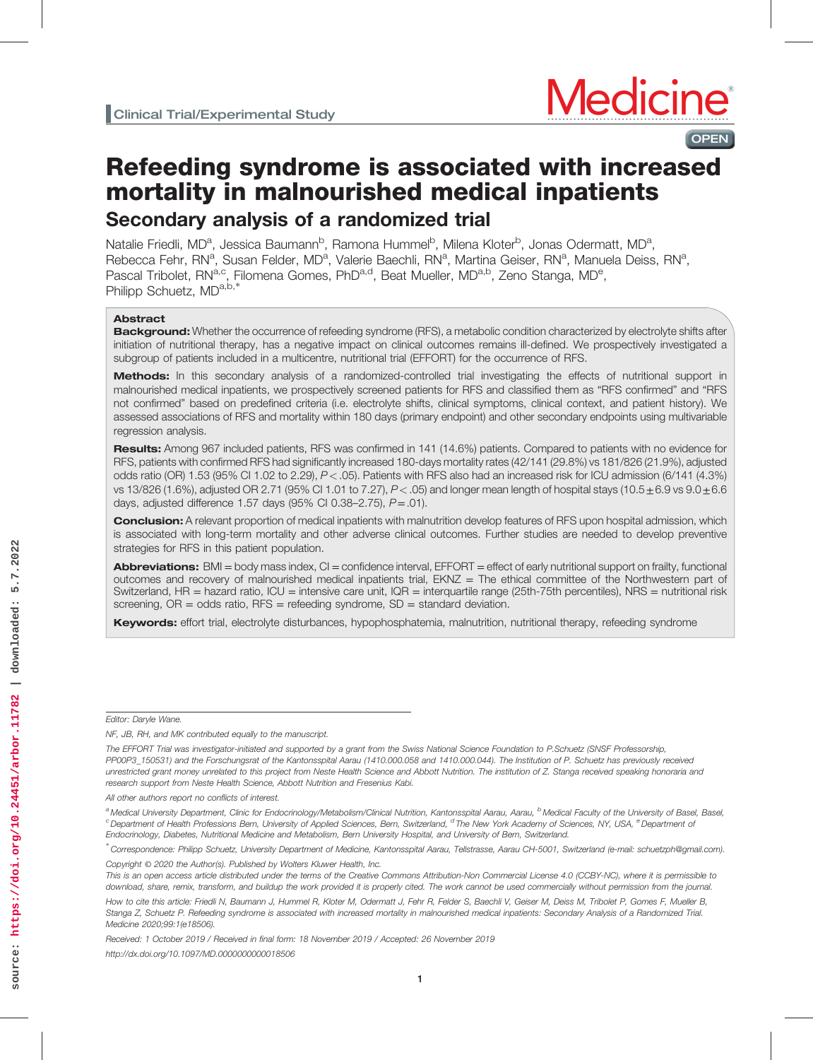Clinical Trial/Experimental Study

# Refeeding syndrome is associated with increased mortality in malnourished medical inpatients

## Secondary analysis of a randomized trial

Natalie Friedli, MD[a], Jessica Baumann[b], Ramona Hummel[b], Milena Kloter[b], Jonas Odermatt, MD[a], Rebecca Fehr, RN[a], Susan Felder, MD[a], Valerie Baechli, RN[a], Martina Geiser, RN[a], Manuela Deiss, RN[a], Pascal Tribolet, RN[a,c], Filomena Gomes, PhD[a,d], Beat Mueller, MD[a,b], Zeno Stanga, MD[e], Philipp Schuetz, MD[a,b,*]

### Abstract

**Background:** Whether the occurrence of refeeding syndrome (RFS), a metabolic condition characterized by electrolyte shifts after initiation of nutritional therapy, has a negative impact on clinical outcomes remains ill-defined. We prospectively investigated a subgroup of patients included in a multicentre, nutritional trial (EFFORT) for the occurrence of RFS.

**Methods:** In this secondary analysis of a randomized-controlled trial investigating the effects of nutritional support in malnourished medical inpatients, we prospectively screened patients for RFS and classified them as "RFS confirmed" and "RFS not confirmed" based on predefined criteria (i.e. electrolyte shifts, clinical symptoms, clinical context, and patient history). We assessed associations of RFS and mortality within 180 days (primary endpoint) and other secondary endpoints using multivariable regression analysis.

**Results:** Among 967 included patients, RFS was confirmed in 141 (14.6%) patients. Compared to patients with no evidence for RFS, patients with confirmed RFS had significantly increased 180-days mortality rates (42/141 (29.8%) vs 181/826 (21.9%), adjusted odds ratio (OR) 1.53 (95% CI 1.02 to 2.29), $P < .05$). Patients with RFS also had an increased risk for ICU admission (6/141 (4.3%) vs 13/826 (1.6%), adjusted OR 2.71 (95% CI 1.01 to 7.27), $P < .05$) and longer mean length of hospital stays (10.5±6.9 vs 9.0±6.6 days, adjusted difference 1.57 days (95% CI 0.38–2.75), $P = .01$).

**Conclusion:** A relevant proportion of medical inpatients with malnutrition develop features of RFS upon hospital admission, which is associated with long-term mortality and other adverse clinical outcomes. Further studies are needed to develop preventive strategies for RFS in this patient population.

**Abbreviations:** BMI = body mass index, CI = confidence interval, EFFORT = effect of early nutritional support on frailty, functional outcomes and recovery of malnourished medical inpatients trial, EKNZ = The ethical committee of the Northwestern part of Switzerland, HR = hazard ratio, ICU = intensive care unit, IQR = interquartile range (25th-75th percentiles), NRS = nutritional risk screening, OR = odds ratio, RFS = refeeding syndrome, SD = standard deviation.

**Keywords:** effort trial, electrolyte disturbances, hypophosphatemia, malnutrition, nutritional therapy, refeeding syndrome

---

*Editor: Daryle Wane.*

*NF, JB, RH, and MK contributed equally to the manuscript.*

*The EFFORT Trial was investigator-initiated and supported by a grant from the Swiss National Science Foundation to P.Schuetz (SNSF Professorship, PP00P3_150531) and the Forschungsrat of the Kantonsspital Aarau (1410.000.058 and 1410.000.044). The Institution of P. Schuetz has previously received unrestricted grant money unrelated to this project from Neste Health Science and Abbott Nutrition. The institution of Z. Stanga received speaking honoraria and research support from Neste Health Science, Abbott Nutrition and Fresenius Kabi.*

*All other authors report no conflicts of interest.*

*[a] Medical University Department, Clinic for Endocrinology/Metabolism/Clinical Nutrition, Kantonsspital Aarau, Aarau, [b] Medical Faculty of the University of Basel, Basel, [c] Department of Health Professions Bern, University of Applied Sciences, Bern, Switzerland, [d] The New York Academy of Sciences, NY, USA, [e] Department of Endocrinology, Diabetes, Nutritional Medicine and Metabolism, Bern University Hospital, and University of Bern, Switzerland.*

*[*] Correspondence: Philipp Schuetz, University Department of Medicine, Kantonsspital Aarau, Tellstrasse, Aarau CH-5001, Switzerland (e-mail: schuetzph@gmail.com).*

*Copyright © 2020 the Author(s). Published by Wolters Kluwer Health, Inc.*

*This is an open access article distributed under the terms of the Creative Commons Attribution-Non Commercial License 4.0 (CCBY-NC), where it is permissible to download, share, remix, transform, and buildup the work provided it is properly cited. The work cannot be used commercially without permission from the journal.*

*How to cite this article: Friedli N, Baumann J, Hummel R, Kloter M, Odermatt J, Fehr R, Felder S, Baechli V, Geiser M, Deiss M, Tribolet P, Gomes F, Mueller B, Stanga Z, Schuetz P. Refeeding syndrome is associated with increased mortality in malnourished medical inpatients: Secondary Analysis of a Randomized Trial. Medicine 2020;99:1(e18506).*

*Received: 1 October 2019 / Received in final form: 18 November 2019 / Accepted: 26 November 2019*

*http://dx.doi.org/10.1097/MD.0000000000018506*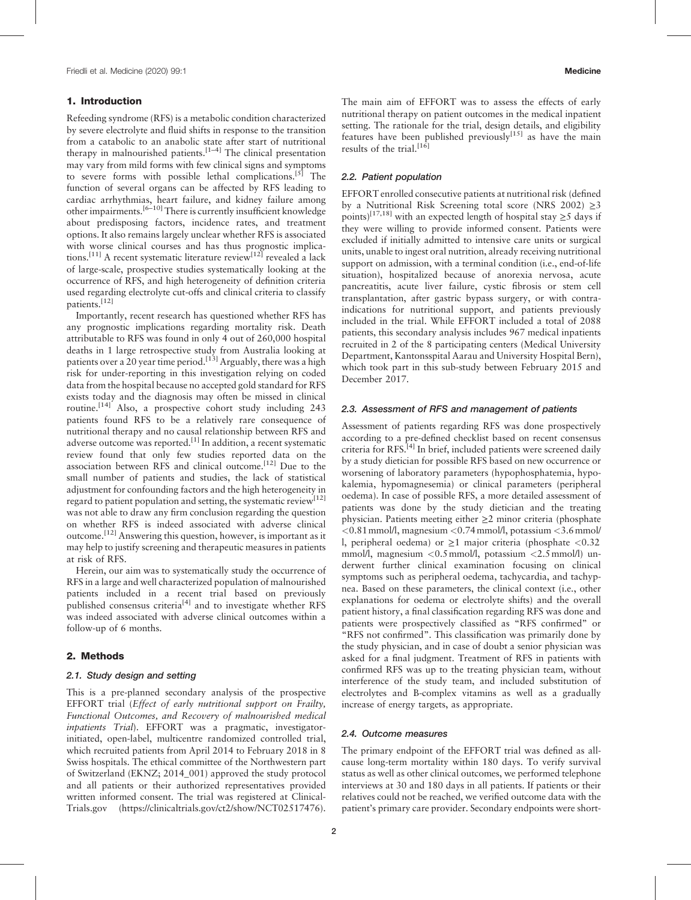## 1. Introduction

Refeeding syndrome (RFS) is a metabolic condition characterized by severe electrolyte and fluid shifts in response to the transition from a catabolic to an anabolic state after start of nutritional therapy in malnourished patients.[1–4] The clinical presentation may vary from mild forms with few clinical signs and symptoms to severe forms with possible lethal complications.[5] The function of several organs can be affected by RFS leading to cardiac arrhythmias, heart failure, and kidney failure among other impairments.[6–10] There is currently insufficient knowledge about predisposing factors, incidence rates, and treatment options. It also remains largely unclear whether RFS is associated with worse clinical courses and has thus prognostic implications.[11] A recent systematic literature review[12] revealed a lack of large-scale, prospective studies systematically looking at the occurrence of RFS, and high heterogeneity of definition criteria used regarding electrolyte cut-offs and clinical criteria to classify patients.[12]

Importantly, recent research has questioned whether RFS has any prognostic implications regarding mortality risk. Death attributable to RFS was found in only 4 out of 260,000 hospital deaths in 1 large retrospective study from Australia looking at patients over a 20 year time period.[13] Arguably, there was a high risk for under-reporting in this investigation relying on coded data from the hospital because no accepted gold standard for RFS exists today and the diagnosis may often be missed in clinical routine.[14] Also, a prospective cohort study including 243 patients found RFS to be a relatively rare consequence of nutritional therapy and no causal relationship between RFS and adverse outcome was reported.[1] In addition, a recent systematic review found that only few studies reported data on the association between RFS and clinical outcome.[12] Due to the small number of patients and studies, the lack of statistical adjustment for confounding factors and the high heterogeneity in regard to patient population and setting, the systematic review[12] was not able to draw any firm conclusion regarding the question on whether RFS is indeed associated with adverse clinical outcome.[12] Answering this question, however, is important as it may help to justify screening and therapeutic measures in patients at risk of RFS.

Herein, our aim was to systematically study the occurrence of RFS in a large and well characterized population of malnourished patients included in a recent trial based on previously published consensus criteria[4] and to investigate whether RFS was indeed associated with adverse clinical outcomes within a follow-up of 6 months.

## 2. Methods

### 2.1. Study design and setting

This is a pre-planned secondary analysis of the prospective EFFORT trial (*Effect of early nutritional support on Frailty, Functional Outcomes, and Recovery of malnourished medical inpatients Trial*). EFFORT was a pragmatic, investigator-initiated, open-label, multicentre randomized controlled trial, which recruited patients from April 2014 to February 2018 in 8 Swiss hospitals. The ethical committee of the Northwestern part of Switzerland (EKNZ; 2014_001) approved the study protocol and all patients or their authorized representatives provided written informed consent. The trial was registered at ClinicalTrials.gov (https://clinicaltrials.gov/ct2/show/NCT02517476). The main aim of EFFORT was to assess the effects of early nutritional therapy on patient outcomes in the medical inpatient setting. The rationale for the trial, design details, and eligibility features have been published previously[15] as have the main results of the trial.[16]

### 2.2. Patient population

EFFORT enrolled consecutive patients at nutritional risk (defined by a Nutritional Risk Screening total score (NRS 2002) $\geq$3 points)[17,18] with an expected length of hospital stay $\geq$5 days if they were willing to provide informed consent. Patients were excluded if initially admitted to intensive care units or surgical units, unable to ingest oral nutrition, already receiving nutritional support on admission, with a terminal condition (i.e., end-of-life situation), hospitalized because of anorexia nervosa, acute pancreatitis, acute liver failure, cystic fibrosis or stem cell transplantation, after gastric bypass surgery, or with contraindications for nutritional support, and patients previously included in the trial. While EFFORT included a total of 2088 patients, this secondary analysis includes 967 medical inpatients recruited in 2 of the 8 participating centers (Medical University Department, Kantonsspital Aarau and University Hospital Bern), which took part in this sub-study between February 2015 and December 2017.

### 2.3. Assessment of RFS and management of patients

Assessment of patients regarding RFS was done prospectively according to a pre-defined checklist based on recent consensus criteria for RFS.[4] In brief, included patients were screened daily by a study dietician for possible RFS based on new occurrence or worsening of laboratory parameters (hypophosphatemia, hypokalemia, hypomagnesemia) or clinical parameters (peripheral oedema). In case of possible RFS, a more detailed assessment of patients was done by the study dietician and the treating physician. Patients meeting either $\geq$2 minor criteria (phosphate <0.81 mmol/l, magnesium <0.74 mmol/l, potassium <3.6 mmol/l, peripheral oedema) or $\geq$1 major criteria (phosphate <0.32 mmol/l, magnesium <0.5 mmol/l, potassium <2.5 mmol/l) underwent further clinical examination focusing on clinical symptoms such as peripheral oedema, tachycardia, and tachypnea. Based on these parameters, the clinical context (i.e., other explanations for oedema or electrolyte shifts) and the overall patient history, a final classification regarding RFS was done and patients were prospectively classified as "RFS confirmed" or "RFS not confirmed". This classification was primarily done by the study physician, and in case of doubt a senior physician was asked for a final judgment. Treatment of RFS in patients with confirmed RFS was up to the treating physician team, without interference of the study team, and included substitution of electrolytes and B-complex vitamins as well as a gradually increase of energy targets, as appropriate.

### 2.4. Outcome measures

The primary endpoint of the EFFORT trial was defined as all-cause long-term mortality within 180 days. To verify survival status as well as other clinical outcomes, we performed telephone interviews at 30 and 180 days in all patients. If patients or their relatives could not be reached, we verified outcome data with the patient's primary care provider. Secondary endpoints were short-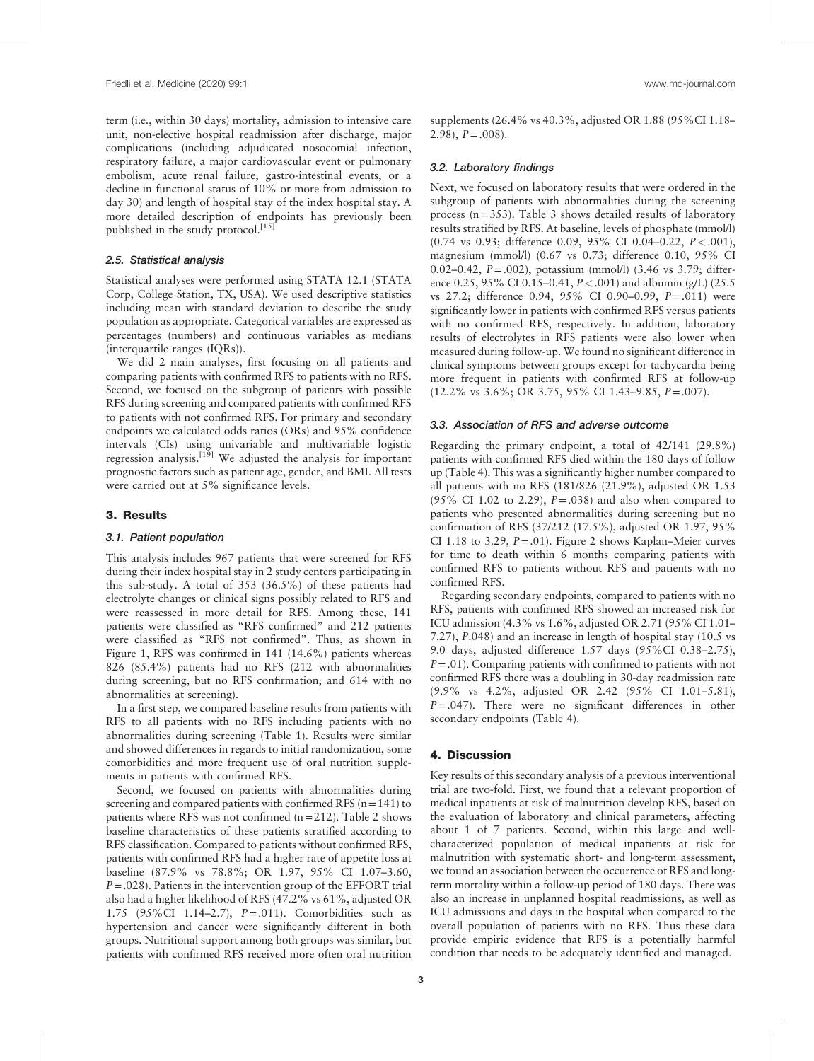term (i.e., within 30 days) mortality, admission to intensive care unit, non-elective hospital readmission after discharge, major complications (including adjudicated nosocomial infection, respiratory failure, a major cardiovascular event or pulmonary embolism, acute renal failure, gastro-intestinal events, or a decline in functional status of 10% or more from admission to day 30) and length of hospital stay of the index hospital stay. A more detailed description of endpoints has previously been published in the study protocol.[15]

### 2.5. Statistical analysis

Statistical analyses were performed using STATA 12.1 (STATA Corp, College Station, TX, USA). We used descriptive statistics including mean with standard deviation to describe the study population as appropriate. Categorical variables are expressed as percentages (numbers) and continuous variables as medians (interquartile ranges (IQRs)).

We did 2 main analyses, first focusing on all patients and comparing patients with confirmed RFS to patients with no RFS. Second, we focused on the subgroup of patients with possible RFS during screening and compared patients with confirmed RFS to patients with not confirmed RFS. For primary and secondary endpoints we calculated odds ratios (ORs) and 95% confidence intervals (CIs) using univariable and multivariable logistic regression analysis.[19] We adjusted the analysis for important prognostic factors such as patient age, gender, and BMI. All tests were carried out at 5% significance levels.

## 3. Results

### 3.1. Patient population

This analysis includes 967 patients that were screened for RFS during their index hospital stay in 2 study centers participating in this sub-study. A total of 353 (36.5%) of these patients had electrolyte changes or clinical signs possibly related to RFS and were reassessed in more detail for RFS. Among these, 141 patients were classified as "RFS confirmed" and 212 patients were classified as "RFS not confirmed". Thus, as shown in Figure 1, RFS was confirmed in 141 (14.6%) patients whereas 826 (85.4%) patients had no RFS (212 with abnormalities during screening, but no RFS confirmation; and 614 with no abnormalities at screening).

In a first step, we compared baseline results from patients with RFS to all patients with no RFS including patients with no abnormalities during screening (Table 1). Results were similar and showed differences in regards to initial randomization, some comorbidities and more frequent use of oral nutrition supplements in patients with confirmed RFS.

Second, we focused on patients with abnormalities during screening and compared patients with confirmed RFS (n=141) to patients where RFS was not confirmed (n=212). Table 2 shows baseline characteristics of these patients stratified according to RFS classification. Compared to patients without confirmed RFS, patients with confirmed RFS had a higher rate of appetite loss at baseline (87.9% vs 78.8%; OR 1.97, 95% CI 1.07–3.60, $P$=.028). Patients in the intervention group of the EFFORT trial also had a higher likelihood of RFS (47.2% vs 61%, adjusted OR 1.75 (95%CI 1.14–2.7), $P$=.011). Comorbidities such as hypertension and cancer were significantly different in both groups. Nutritional support among both groups was similar, but patients with confirmed RFS received more often oral nutrition supplements (26.4% vs 40.3%, adjusted OR 1.88 (95%CI 1.18–2.98), $P$=.008).

### 3.2. Laboratory findings

Next, we focused on laboratory results that were ordered in the subgroup of patients with abnormalities during the screening process (n=353). Table 3 shows detailed results of laboratory results stratified by RFS. At baseline, levels of phosphate (mmol/l) (0.74 vs 0.93; difference 0.09, 95% CI 0.04–0.22, $P$<.001), magnesium (mmol/l) (0.67 vs 0.73; difference 0.10, 95% CI 0.02–0.42, $P$=.002), potassium (mmol/l) (3.46 vs 3.79; difference 0.25, 95% CI 0.15–0.41, $P$<.001) and albumin (g/L) (25.5 vs 27.2; difference 0.94, 95% CI 0.90–0.99, $P$=.011) were significantly lower in patients with confirmed RFS versus patients with no confirmed RFS, respectively. In addition, laboratory results of electrolytes in RFS patients were also lower when measured during follow-up. We found no significant difference in clinical symptoms between groups except for tachycardia being more frequent in patients with confirmed RFS at follow-up (12.2% vs 3.6%; OR 3.75, 95% CI 1.43–9.85, $P$=.007).

### 3.3. Association of RFS and adverse outcome

Regarding the primary endpoint, a total of 42/141 (29.8%) patients with confirmed RFS died within the 180 days of follow up (Table 4). This was a significantly higher number compared to all patients with no RFS (181/826 (21.9%), adjusted OR 1.53 (95% CI 1.02 to 2.29), $P$=.038) and also when compared to patients who presented abnormalities during screening but no confirmation of RFS (37/212 (17.5%), adjusted OR 1.97, 95% CI 1.18 to 3.29, $P$=.01). Figure 2 shows Kaplan–Meier curves for time to death within 6 months comparing patients with confirmed RFS to patients without RFS and patients with no confirmed RFS.

Regarding secondary endpoints, compared to patients with no RFS, patients with confirmed RFS showed an increased risk for ICU admission (4.3% vs 1.6%, adjusted OR 2.71 (95% CI 1.01–7.27), $P$.048) and an increase in length of hospital stay (10.5 vs 9.0 days, adjusted difference 1.57 days (95%CI 0.38–2.75), $P$=.01). Comparing patients with confirmed to patients with not confirmed RFS there was a doubling in 30-day readmission rate (9.9% vs 4.2%, adjusted OR 2.42 (95% CI 1.01–5.81), $P$=.047). There were no significant differences in other secondary endpoints (Table 4).

## 4. Discussion

Key results of this secondary analysis of a previous interventional trial are two-fold. First, we found that a relevant proportion of medical inpatients at risk of malnutrition develop RFS, based on the evaluation of laboratory and clinical parameters, affecting about 1 of 7 patients. Second, within this large and well-characterized population of medical inpatients at risk for malnutrition with systematic short- and long-term assessment, we found an association between the occurrence of RFS and long-term mortality within a follow-up period of 180 days. There was also an increase in unplanned hospital readmissions, as well as ICU admissions and days in the hospital when compared to the overall population of patients with no RFS. Thus these data provide empiric evidence that RFS is a potentially harmful condition that needs to be adequately identified and managed.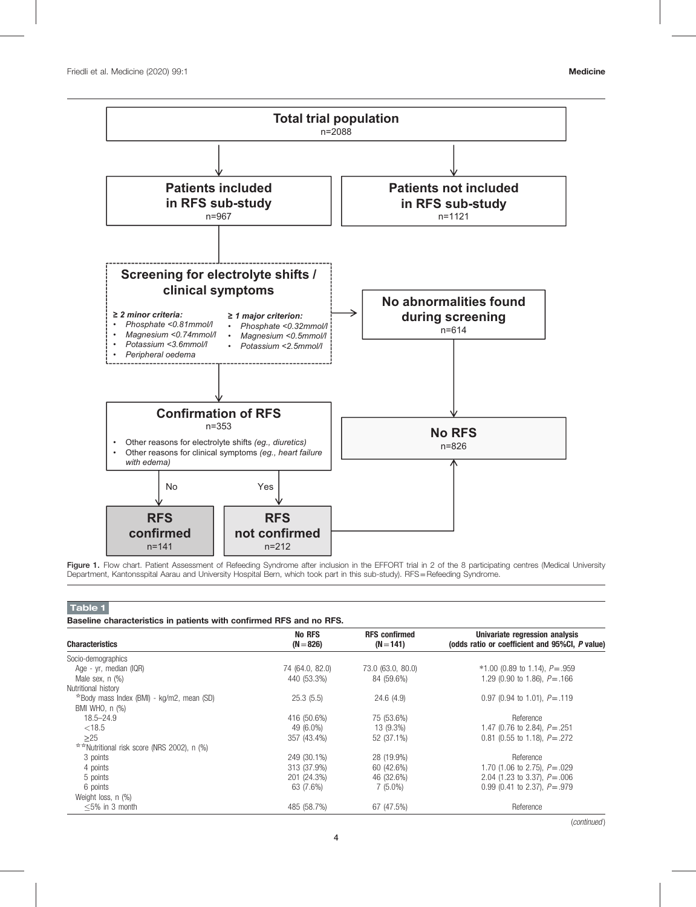**Total trial population**
n=2088

**Patients included in RFS sub-study**
n=967

**Patients not included in RFS sub-study**
n=1121

**Screening for electrolyte shifts / clinical symptoms**

*≥ 2 minor criteria:*
- *Phosphate <0.81mmol/l*
- *Magnesium <0.74mmol/l*
- *Potassium <3.6mmol/l*
- *Peripheral oedema*

*≥ 1 major criterion:*
- *Phosphate <0.32mmol/l*
- *Magnesium <0.5mmol/l*
- *Potassium <2.5mmol/l*

**No abnormalities found during screening**
n=614

**Confirmation of RFS**
n=353
- Other reasons for electrolyte shifts *(eg., diuretics)*
- Other reasons for clinical symptoms *(eg., heart failure with edema)*

**No RFS**
n=826

No → **RFS confirmed** n=141

Yes → **RFS not confirmed** n=212

**Figure 1.** Flow chart. Patient Assessment of Refeeding Syndrome after inclusion in the EFFORT trial in 2 of the 8 participating centres (Medical University Department, Kantonsspital Aarau and University Hospital Bern, which took part in this sub-study). RFS = Refeeding Syndrome.

**Table 1**

**Baseline characteristics in patients with confirmed RFS and no RFS.**

| Characteristics | No RFS (N=826) | RFS confirmed (N=141) | Univariate regression analysis (odds ratio or coefficient and 95%CI, *P* value) |
|---|---|---|---|
| Socio-demographics | | | |
| Age - yr, median (IQR) | 74 (64.0, 82.0) | 73.0 (63.0, 80.0) | *1.00 (0.89 to 1.14), *P*=.959 |
| Male sex, n (%) | 440 (53.3%) | 84 (59.6%) | 1.29 (0.90 to 1.86), *P*=.166 |
| Nutritional history | | | |
| *Body mass Index (BMI) - kg/m2, mean (SD) | 25.3 (5.5) | 24.6 (4.9) | 0.97 (0.94 to 1.01), *P*=.119 |
| BMI WHO, n (%) | | | |
| 18.5–24.9 | 416 (50.6%) | 75 (53.6%) | Reference |
| <18.5 | 49 (6.0%) | 13 (9.3%) | 1.47 (0.76 to 2.84), *P*=.251 |
| ≥25 | 357 (43.4%) | 52 (37.1%) | 0.81 (0.55 to 1.18), *P*=.272 |
| **Nutritional risk score (NRS 2002), n (%) | | | |
| 3 points | 249 (30.1%) | 28 (19.9%) | Reference |
| 4 points | 313 (37.9%) | 60 (42.6%) | 1.70 (1.06 to 2.75), *P*=.029 |
| 5 points | 201 (24.3%) | 46 (32.6%) | 2.04 (1.23 to 3.37), *P*=.006 |
| 6 points | 63 (7.6%) | 7 (5.0%) | 0.99 (0.41 to 2.37), *P*=.979 |
| Weight loss, n (%) | | | |
| ≤5% in 3 month | 485 (58.7%) | 67 (47.5%) | Reference |

(*continued*)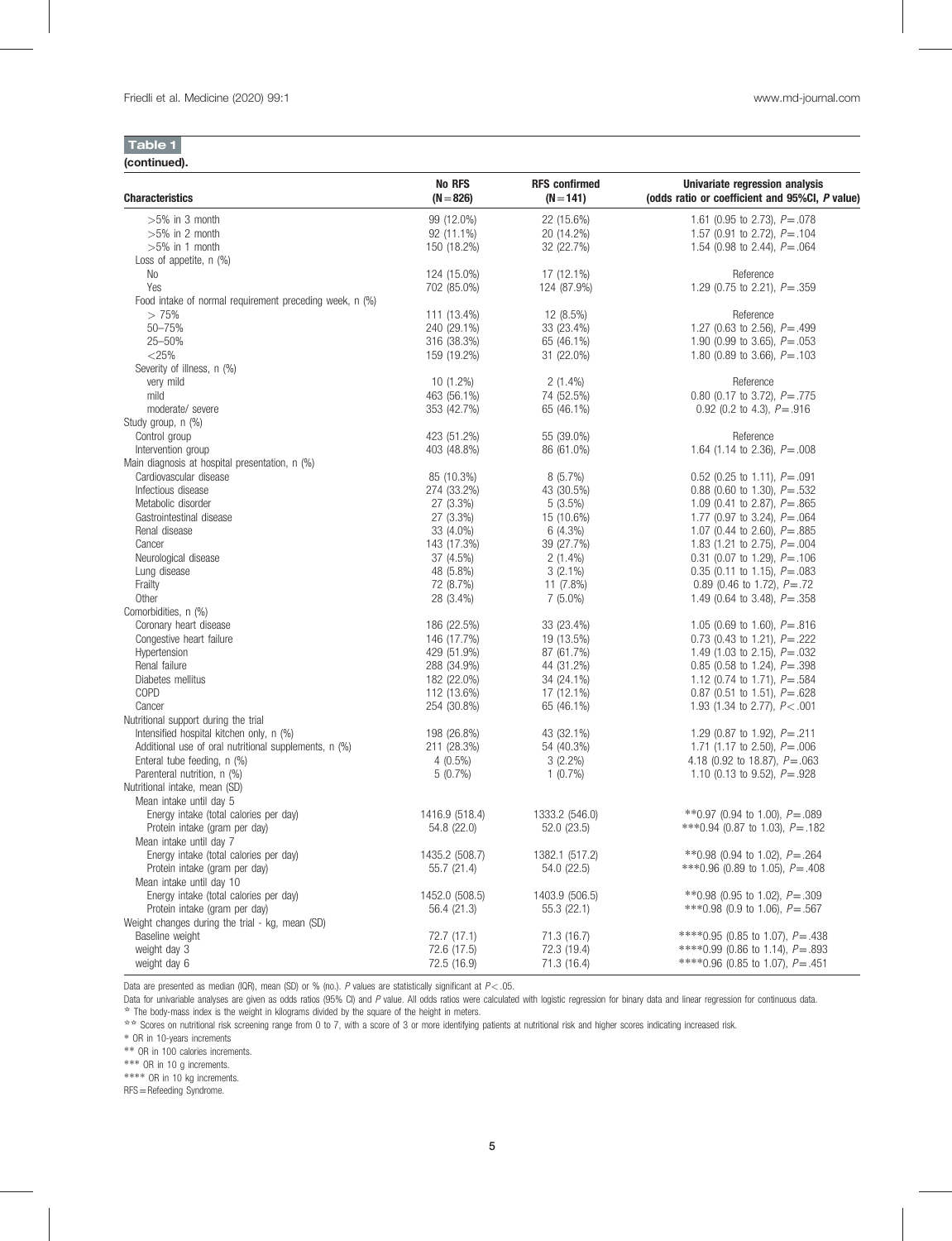**Table 1**

**(continued).**

| Characteristics | No RFS (N = 826) | RFS confirmed (N = 141) | Univariate regression analysis (odds ratio or coefficient and 95%CI, *P* value) |
|---|---|---|---|
| >5% in 3 month | 99 (12.0%) | 22 (15.6%) | 1.61 (0.95 to 2.73), *P* = .078 |
| >5% in 2 month | 92 (11.1%) | 20 (14.2%) | 1.57 (0.91 to 2.72), *P* = .104 |
| >5% in 1 month | 150 (18.2%) | 32 (22.7%) | 1.54 (0.98 to 2.44), *P* = .064 |
| Loss of appetite, n (%) | | | |
| No | 124 (15.0%) | 17 (12.1%) | Reference |
| Yes | 702 (85.0%) | 124 (87.9%) | 1.29 (0.75 to 2.21), *P* = .359 |
| Food intake of normal requirement preceding week, n (%) | | | |
| > 75% | 111 (13.4%) | 12 (8.5%) | Reference |
| 50–75% | 240 (29.1%) | 33 (23.4%) | 1.27 (0.63 to 2.56), *P* = .499 |
| 25–50% | 316 (38.3%) | 65 (46.1%) | 1.90 (0.99 to 3.65), *P* = .053 |
| <25% | 159 (19.2%) | 31 (22.0%) | 1.80 (0.89 to 3.66), *P* = .103 |
| Severity of illness, n (%) | | | |
| very mild | 10 (1.2%) | 2 (1.4%) | Reference |
| mild | 463 (56.1%) | 74 (52.5%) | 0.80 (0.17 to 3.72), *P* = .775 |
| moderate/ severe | 353 (42.7%) | 65 (46.1%) | 0.92 (0.2 to 4.3), *P* = .916 |
| Study group, n (%) | | | |
| Control group | 423 (51.2%) | 55 (39.0%) | Reference |
| Intervention group | 403 (48.8%) | 86 (61.0%) | 1.64 (1.14 to 2.36), *P* = .008 |
| Main diagnosis at hospital presentation, n (%) | | | |
| Cardiovascular disease | 85 (10.3%) | 8 (5.7%) | 0.52 (0.25 to 1.11), *P* = .091 |
| Infectious disease | 274 (33.2%) | 43 (30.5%) | 0.88 (0.60 to 1.30), *P* = .532 |
| Metabolic disorder | 27 (3.3%) | 5 (3.5%) | 1.09 (0.41 to 2.87), *P* = .865 |
| Gastrointestinal disease | 27 (3.3%) | 15 (10.6%) | 1.77 (0.97 to 3.24), *P* = .064 |
| Renal disease | 33 (4.0%) | 6 (4.3%) | 1.07 (0.44 to 2.60), *P* = .885 |
| Cancer | 143 (17.3%) | 39 (27.7%) | 1.83 (1.21 to 2.75), *P* = .004 |
| Neurological disease | 37 (4.5%) | 2 (1.4%) | 0.31 (0.07 to 1.29), *P* = .106 |
| Lung disease | 48 (5.8%) | 3 (2.1%) | 0.35 (0.11 to 1.15), *P* = .083 |
| Frailty | 72 (8.7%) | 11 (7.8%) | 0.89 (0.46 to 1.72), *P* = .72 |
| Other | 28 (3.4%) | 7 (5.0%) | 1.49 (0.64 to 3.48), *P* = .358 |
| Comorbidities, n (%) | | | |
| Coronary heart disease | 186 (22.5%) | 33 (23.4%) | 1.05 (0.69 to 1.60), *P* = .816 |
| Congestive heart failure | 146 (17.7%) | 19 (13.5%) | 0.73 (0.43 to 1.21), *P* = .222 |
| Hypertension | 429 (51.9%) | 87 (61.7%) | 1.49 (1.03 to 2.15), *P* = .032 |
| Renal failure | 288 (34.9%) | 44 (31.2%) | 0.85 (0.58 to 1.24), *P* = .398 |
| Diabetes mellitus | 182 (22.0%) | 34 (24.1%) | 1.12 (0.74 to 1.71), *P* = .584 |
| COPD | 112 (13.6%) | 17 (12.1%) | 0.87 (0.51 to 1.51), *P* = .628 |
| Cancer | 254 (30.8%) | 65 (46.1%) | 1.93 (1.34 to 2.77), *P* < .001 |
| Nutritional support during the trial | | | |
| Intensified hospital kitchen only, n (%) | 198 (26.8%) | 43 (32.1%) | 1.29 (0.87 to 1.92), *P* = .211 |
| Additional use of oral nutritional supplements, n (%) | 211 (28.3%) | 54 (40.3%) | 1.71 (1.17 to 2.50), *P* = .006 |
| Enteral tube feeding, n (%) | 4 (0.5%) | 3 (2.2%) | 4.18 (0.92 to 18.87), *P* = .063 |
| Parenteral nutrition, n (%) | 5 (0.7%) | 1 (0.7%) | 1.10 (0.13 to 9.52), *P* = .928 |
| Nutritional intake, mean (SD) | | | |
| Mean intake until day 5 | | | |
| Energy intake (total calories per day) | 1416.9 (518.4) | 1333.2 (546.0) | **0.97 (0.94 to 1.00), *P* = .089 |
| Protein intake (gram per day) | 54.8 (22.0) | 52.0 (23.5) | ***0.94 (0.87 to 1.03), *P* = .182 |
| Mean intake until day 7 | | | |
| Energy intake (total calories per day) | 1435.2 (508.7) | 1382.1 (517.2) | **0.98 (0.94 to 1.02), *P* = .264 |
| Protein intake (gram per day) | 55.7 (21.4) | 54.0 (22.5) | ***0.96 (0.89 to 1.05), *P* = .408 |
| Mean intake until day 10 | | | |
| Energy intake (total calories per day) | 1452.0 (508.5) | 1403.9 (506.5) | **0.98 (0.95 to 1.02), *P* = .309 |
| Protein intake (gram per day) | 56.4 (21.3) | 55.3 (22.1) | ***0.98 (0.9 to 1.06), *P* = .567 |
| Weight changes during the trial - kg, mean (SD) | | | |
| Baseline weight | 72.7 (17.1) | 71.3 (16.7) | ****0.95 (0.85 to 1.07), *P* = .438 |
| weight day 3 | 72.6 (17.5) | 72.3 (19.4) | ****0.99 (0.86 to 1.14), *P* = .893 |
| weight day 6 | 72.5 (16.9) | 71.3 (16.4) | ****0.96 (0.85 to 1.07), *P* = .451 |

Data are presented as median (IQR), mean (SD) or % (no.). *P* values are statistically significant at *P* < .05.

Data for univariable analyses are given as odds ratios (95% CI) and *P* value. All odds ratios were calculated with logistic regression for binary data and linear regression for continuous data.

* The body-mass index is the weight in kilograms divided by the square of the height in meters.

** Scores on nutritional risk screening range from 0 to 7, with a score of 3 or more identifying patients at nutritional risk and higher scores indicating increased risk.

* OR in 10-years increments

** OR in 100 calories increments.

*** OR in 10 g increments.

**** OR in 10 kg increments.

RFS = Refeeding Syndrome.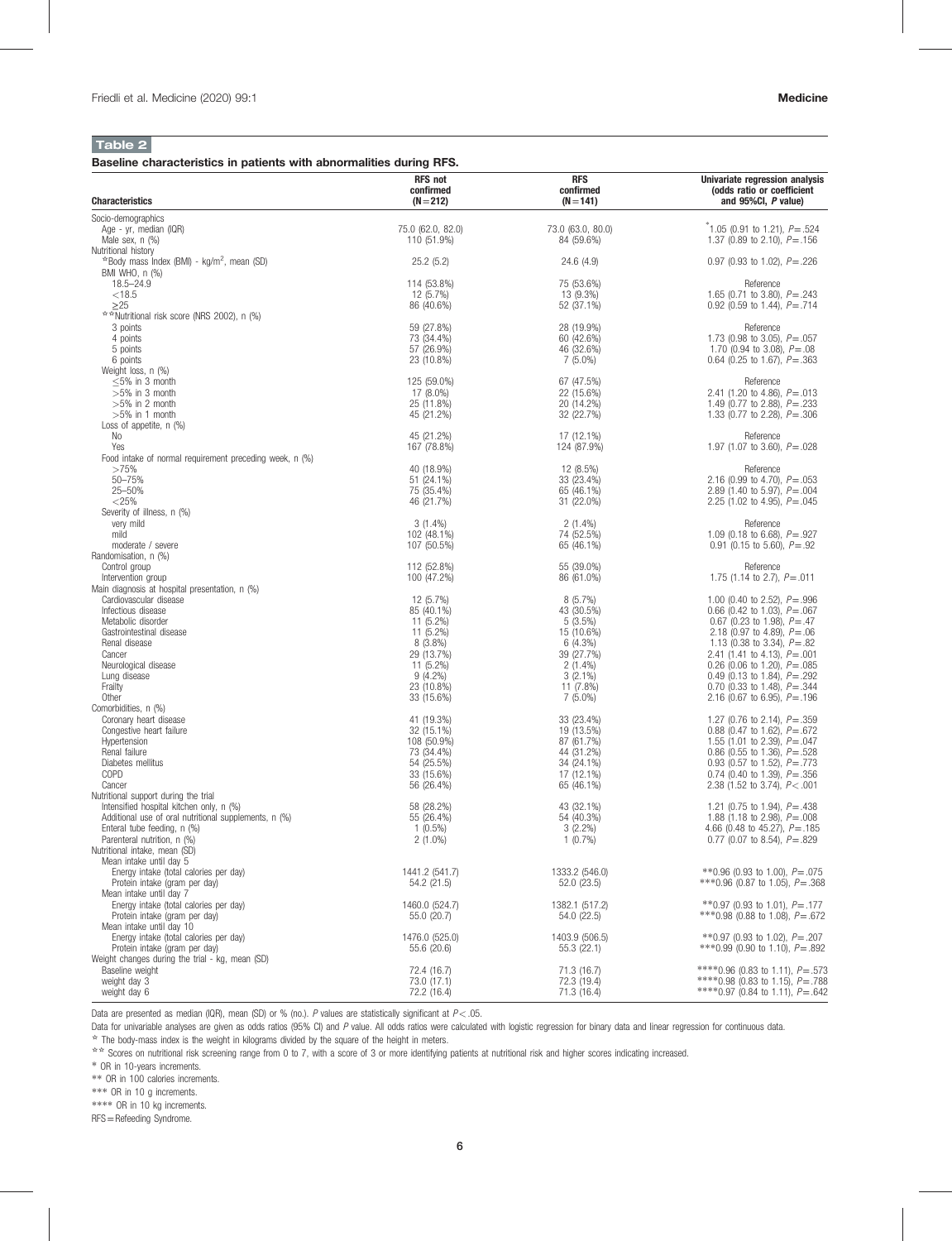**Table 2**

**Baseline characteristics in patients with abnormalities during RFS.**

| Characteristics | RFS not confirmed (N = 212) | RFS confirmed (N = 141) | Univariate regression analysis (odds ratio or coefficient and 95%CI, *P* value) |
|---|---|---|---|
| Socio-demographics | | | |
| Age - yr, median (IQR) | 75.0 (62.0, 82.0) | 73.0 (63.0, 80.0) | *1.05 (0.91 to 1.21), *P* = .524 |
| Male sex, n (%) | 110 (51.9%) | 84 (59.6%) | 1.37 (0.89 to 2.10), *P* = .156 |
| Nutritional history | | | |
| *Body mass Index (BMI) - kg/m$^2$, mean (SD) | 25.2 (5.2) | 24.6 (4.9) | 0.97 (0.93 to 1.02), *P* = .226 |
| BMI WHO, n (%) | | | |
| 18.5–24.9 | 114 (53.8%) | 75 (53.6%) | Reference |
| <18.5 | 12 (5.7%) | 13 (9.3%) | 1.65 (0.71 to 3.80), *P* = .243 |
| ≥25 | 86 (40.6%) | 52 (37.1%) | 0.92 (0.59 to 1.44), *P* = .714 |
| **Nutritional risk score (NRS 2002), n (%) | | | |
| 3 points | 59 (27.8%) | 28 (19.9%) | Reference |
| 4 points | 73 (34.4%) | 60 (42.6%) | 1.73 (0.98 to 3.05), *P* = .057 |
| 5 points | 57 (26.9%) | 46 (32.6%) | 1.70 (0.94 to 3.08), *P* = .08 |
| 6 points | 23 (10.8%) | 7 (5.0%) | 0.64 (0.25 to 1.67), *P* = .363 |
| Weight loss, n (%) | | | |
| ≤5% in 3 month | 125 (59.0%) | 67 (47.5%) | Reference |
| >5% in 3 month | 17 (8.0%) | 22 (15.6%) | 2.41 (1.20 to 4.86), *P* = .013 |
| >5% in 2 month | 25 (11.8%) | 20 (14.2%) | 1.49 (0.77 to 2.88), *P* = .233 |
| >5% in 1 month | 45 (21.2%) | 32 (22.7%) | 1.33 (0.77 to 2.28), *P* = .306 |
| Loss of appetite, n (%) | | | |
| No | 45 (21.2%) | 17 (12.1%) | Reference |
| Yes | 167 (78.8%) | 124 (87.9%) | 1.97 (1.07 to 3.60), *P* = .028 |
| Food intake of normal requirement preceding week, n (%) | | | |
| >75% | 40 (18.9%) | 12 (8.5%) | Reference |
| 50–75% | 51 (24.1%) | 33 (23.4%) | 2.16 (0.99 to 4.70), *P* = .053 |
| 25–50% | 75 (35.4%) | 65 (46.1%) | 2.89 (1.40 to 5.97), *P* = .004 |
| <25% | 46 (21.7%) | 31 (22.0%) | 2.25 (1.02 to 4.95), *P* = .045 |
| Severity of illness, n (%) | | | |
| very mild | 3 (1.4%) | 2 (1.4%) | Reference |
| mild | 102 (48.1%) | 74 (52.5%) | 1.09 (0.18 to 6.68), *P* = .927 |
| moderate / severe | 107 (50.5%) | 65 (46.1%) | 0.91 (0.15 to 5.60), *P* = .92 |
| Randomisation, n (%) | | | |
| Control group | 112 (52.8%) | 55 (39.0%) | Reference |
| Intervention group | 100 (47.2%) | 86 (61.0%) | 1.75 (1.14 to 2.7), *P* = .011 |
| Main diagnosis at hospital presentation, n (%) | | | |
| Cardiovascular disease | 12 (5.7%) | 8 (5.7%) | 1.00 (0.40 to 2.52), *P* = .996 |
| Infectious disease | 85 (40.1%) | 43 (30.5%) | 0.66 (0.42 to 1.03), *P* = .067 |
| Metabolic disorder | 11 (5.2%) | 5 (3.5%) | 0.67 (0.23 to 1.98), *P* = .47 |
| Gastrointestinal disease | 11 (5.2%) | 15 (10.6%) | 2.18 (0.97 to 4.89), *P* = .06 |
| Renal disease | 8 (3.8%) | 6 (4.3%) | 1.13 (0.38 to 3.34), *P* = .82 |
| Cancer | 29 (13.7%) | 39 (27.7%) | 2.41 (1.41 to 4.13), *P* = .001 |
| Neurological disease | 11 (5.2%) | 2 (1.4%) | 0.26 (0.06 to 1.20), *P* = .085 |
| Lung disease | 9 (4.2%) | 3 (2.1%) | 0.49 (0.13 to 1.84), *P* = .292 |
| Frailty | 23 (10.8%) | 11 (7.8%) | 0.70 (0.33 to 1.48), *P* = .344 |
| Other | 33 (15.6%) | 7 (5.0%) | 2.16 (0.67 to 6.95), *P* = .196 |
| Comorbidities, n (%) | | | |
| Coronary heart disease | 41 (19.3%) | 33 (23.4%) | 1.27 (0.76 to 2.14), *P* = .359 |
| Congestive heart failure | 32 (15.1%) | 19 (13.5%) | 0.88 (0.47 to 1.62), *P* = .672 |
| Hypertension | 108 (50.9%) | 87 (61.7%) | 1.55 (1.01 to 2.39), *P* = .047 |
| Renal failure | 73 (34.4%) | 44 (31.2%) | 0.86 (0.55 to 1.36), *P* = .528 |
| Diabetes mellitus | 54 (25.5%) | 34 (24.1%) | 0.93 (0.57 to 1.52), *P* = .773 |
| COPD | 33 (15.6%) | 17 (12.1%) | 0.74 (0.40 to 1.39), *P* = .356 |
| Cancer | 56 (26.4%) | 65 (46.1%) | 2.38 (1.52 to 3.74), *P* < .001 |
| Nutritional support during the trial | | | |
| Intensified hospital kitchen only, n (%) | 58 (28.2%) | 43 (32.1%) | 1.21 (0.75 to 1.94), *P* = .438 |
| Additional use of oral nutritional supplements, n (%) | 55 (26.4%) | 54 (40.3%) | 1.88 (1.18 to 2.98), *P* = .008 |
| Enteral tube feeding, n (%) | 1 (0.5%) | 3 (2.2%) | 4.66 (0.48 to 45.27), *P* = .185 |
| Parenteral nutrition, n (%) | 2 (1.0%) | 1 (0.7%) | 0.77 (0.07 to 8.54), *P* = .829 |
| Nutritional intake, mean (SD) | | | |
| Mean intake until day 5 | | | |
| Energy intake (total calories per day) | 1441.2 (541.7) | 1333.2 (546.0) | **0.96 (0.93 to 1.00), *P* = .075 |
| Protein intake (gram per day) | 54.2 (21.5) | 52.0 (23.5) | ***0.96 (0.87 to 1.05), *P* = .368 |
| Mean intake until day 7 | | | |
| Energy intake (total calories per day) | 1460.0 (524.7) | 1382.1 (517.2) | **0.97 (0.93 to 1.01), *P* = .177 |
| Protein intake (gram per day) | 55.0 (20.7) | 54.0 (22.5) | ***0.98 (0.88 to 1.08), *P* = .672 |
| Mean intake until day 10 | | | |
| Energy intake (total calories per day) | 1476.0 (525.0) | 1403.9 (506.5) | **0.97 (0.93 to 1.02), *P* = .207 |
| Protein intake (gram per day) | 55.6 (20.6) | 55.3 (22.1) | ***0.99 (0.90 to 1.10), *P* = .892 |
| Weight changes during the trial - kg, mean (SD) | | | |
| Baseline weight | 72.4 (16.7) | 71.3 (16.7) | ****0.96 (0.83 to 1.11), *P* = .573 |
| weight day 3 | 73.0 (17.1) | 72.3 (19.4) | ****0.98 (0.83 to 1.15), *P* = .788 |
| weight day 6 | 72.2 (16.4) | 71.3 (16.4) | ****0.97 (0.84 to 1.11), *P* = .642 |

Data are presented as median (IQR), mean (SD) or % (no.). *P* values are statistically significant at *P* < .05.

Data for univariable analyses are given as odds ratios (95% CI) and *P* value. All odds ratios were calculated with logistic regression for binary data and linear regression for continuous data.

* The body-mass index is the weight in kilograms divided by the square of the height in meters.

** Scores on nutritional risk screening range from 0 to 7, with a score of 3 or more identifying patients at nutritional risk and higher scores indicating increased.

* OR in 10-years increments.

** OR in 100 calories increments.

*** OR in 10 g increments.

**** OR in 10 kg increments.

RFS = Refeeding Syndrome.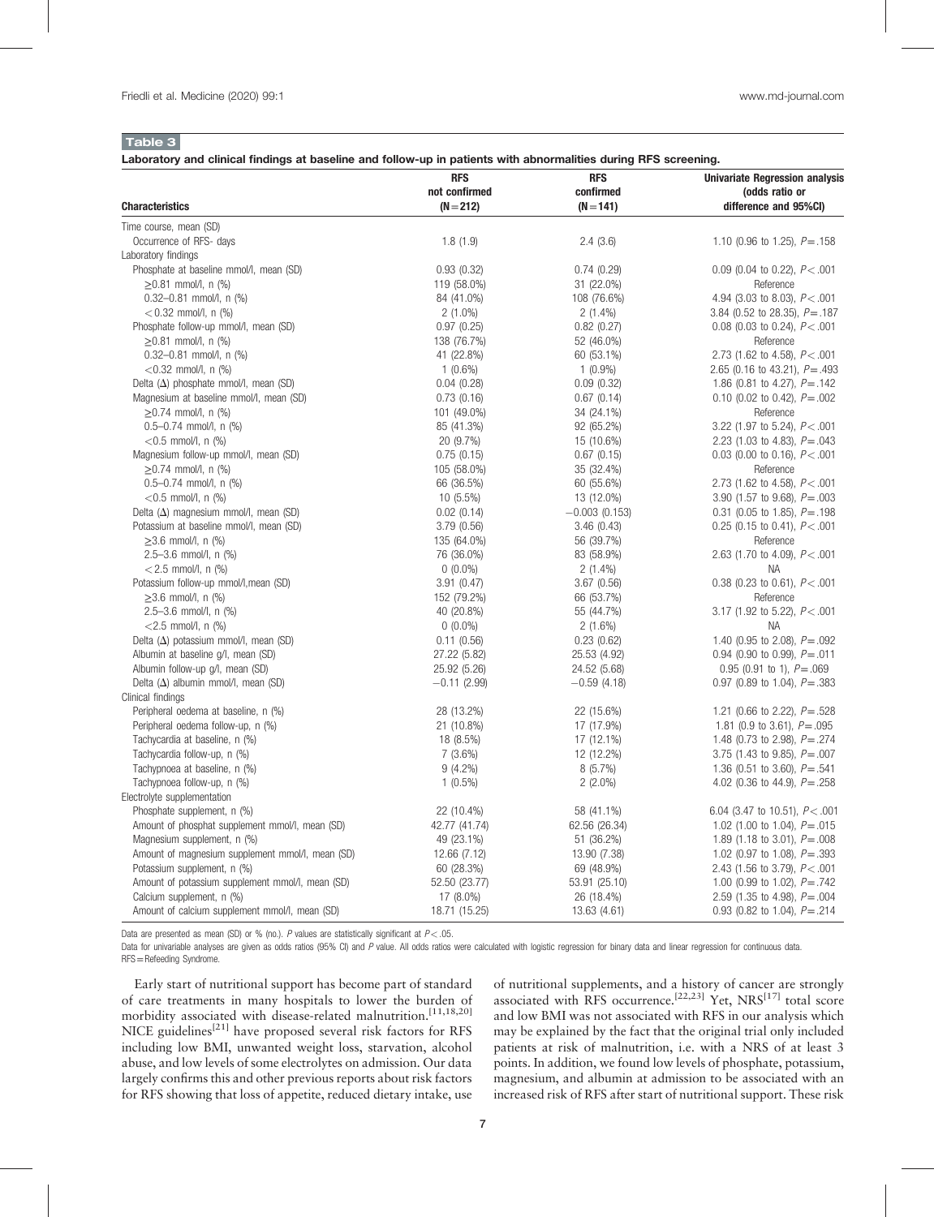**Table 3**

**Laboratory and clinical findings at baseline and follow-up in patients with abnormalities during RFS screening.**

| Characteristics | RFS not confirmed (N=212) | RFS confirmed (N=141) | Univariate Regression analysis (odds ratio or difference and 95%CI) |
|---|---|---|---|
| Time course, mean (SD) | | | |
| Occurrence of RFS- days | 1.8 (1.9) | 2.4 (3.6) | 1.10 (0.96 to 1.25), $P=.158$ |
| Laboratory findings | | | |
| Phosphate at baseline mmol/l, mean (SD) | 0.93 (0.32) | 0.74 (0.29) | 0.09 (0.04 to 0.22), $P<.001$ |
| ≥0.81 mmol/l, n (%) | 119 (58.0%) | 31 (22.0%) | Reference |
| 0.32–0.81 mmol/l, n (%) | 84 (41.0%) | 108 (76.6%) | 4.94 (3.03 to 8.03), $P<.001$ |
| <0.32 mmol/l, n (%) | 2 (1.0%) | 2 (1.4%) | 3.84 (0.52 to 28.35), $P=.187$ |
| Phosphate follow-up mmol/l, mean (SD) | 0.97 (0.25) | 0.82 (0.27) | 0.08 (0.03 to 0.24), $P<.001$ |
| ≥0.81 mmol/l, n (%) | 138 (76.7%) | 52 (46.0%) | Reference |
| 0.32–0.81 mmol/l, n (%) | 41 (22.8%) | 60 (53.1%) | 2.73 (1.62 to 4.58), $P<.001$ |
| <0.32 mmol/l, n (%) | 1 (0.6%) | 1 (0.9%) | 2.65 (0.16 to 43.21), $P=.493$ |
| Delta (Δ) phosphate mmol/l, mean (SD) | 0.04 (0.28) | 0.09 (0.32) | 1.86 (0.81 to 4.27), $P=.142$ |
| Magnesium at baseline mmol/l, mean (SD) | 0.73 (0.16) | 0.67 (0.14) | 0.10 (0.02 to 0.42), $P=.002$ |
| ≥0.74 mmol/l, n (%) | 101 (49.0%) | 34 (24.1%) | Reference |
| 0.5–0.74 mmol/l, n (%) | 85 (41.3%) | 92 (65.2%) | 3.22 (1.97 to 5.24), $P<.001$ |
| <0.5 mmol/l, n (%) | 20 (9.7%) | 15 (10.6%) | 2.23 (1.03 to 4.83), $P=.043$ |
| Magnesium follow-up mmol/l, mean (SD) | 0.75 (0.15) | 0.67 (0.15) | 0.03 (0.00 to 0.16), $P<.001$ |
| ≥0.74 mmol/l, n (%) | 105 (58.0%) | 35 (32.4%) | Reference |
| 0.5–0.74 mmol/l, n (%) | 66 (36.5%) | 60 (55.6%) | 2.73 (1.62 to 4.58), $P<.001$ |
| <0.5 mmol/l, n (%) | 10 (5.5%) | 13 (12.0%) | 3.90 (1.57 to 9.68), $P=.003$ |
| Delta (Δ) magnesium mmol/l, mean (SD) | 0.02 (0.14) | −0.003 (0.153) | 0.31 (0.05 to 1.85), $P=.198$ |
| Potassium at baseline mmol/l, mean (SD) | 3.79 (0.56) | 3.46 (0.43) | 0.25 (0.15 to 0.41), $P<.001$ |
| ≥3.6 mmol/l, n (%) | 135 (64.0%) | 56 (39.7%) | Reference |
| 2.5–3.6 mmol/l, n (%) | 76 (36.0%) | 83 (58.9%) | 2.63 (1.70 to 4.09), $P<.001$ |
| <2.5 mmol/l, n (%) | 0 (0.0%) | 2 (1.4%) | NA |
| Potassium follow-up mmol/l,mean (SD) | 3.91 (0.47) | 3.67 (0.56) | 0.38 (0.23 to 0.61), $P<.001$ |
| ≥3.6 mmol/l, n (%) | 152 (79.2%) | 66 (53.7%) | Reference |
| 2.5–3.6 mmol/l, n (%) | 40 (20.8%) | 55 (44.7%) | 3.17 (1.92 to 5.22), $P<.001$ |
| <2.5 mmol/l, n (%) | 0 (0.0%) | 2 (1.6%) | NA |
| Delta (Δ) potassium mmol/l, mean (SD) | 0.11 (0.56) | 0.23 (0.62) | 1.40 (0.95 to 2.08), $P=.092$ |
| Albumin at baseline g/l, mean (SD) | 27.22 (5.82) | 25.53 (4.92) | 0.94 (0.90 to 0.99), $P=.011$ |
| Albumin follow-up g/l, mean (SD) | 25.92 (5.26) | 24.52 (5.68) | 0.95 (0.91 to 1), $P=.069$ |
| Delta (Δ) albumin mmol/l, mean (SD) | −0.11 (2.99) | −0.59 (4.18) | 0.97 (0.89 to 1.04), $P=.383$ |
| Clinical findings | | | |
| Peripheral oedema at baseline, n (%) | 28 (13.2%) | 22 (15.6%) | 1.21 (0.66 to 2.22), $P=.528$ |
| Peripheral oedema follow-up, n (%) | 21 (10.8%) | 17 (17.9%) | 1.81 (0.9 to 3.61), $P=.095$ |
| Tachycardia at baseline, n (%) | 18 (8.5%) | 17 (12.1%) | 1.48 (0.73 to 2.98), $P=.274$ |
| Tachycardia follow-up, n (%) | 7 (3.6%) | 12 (12.2%) | 3.75 (1.43 to 9.85), $P=.007$ |
| Tachypnoea at baseline, n (%) | 9 (4.2%) | 8 (5.7%) | 1.36 (0.51 to 3.60), $P=.541$ |
| Tachypnoea follow-up, n (%) | 1 (0.5%) | 2 (2.0%) | 4.02 (0.36 to 44.9), $P=.258$ |
| Electrolyte supplementation | | | |
| Phosphate supplement, n (%) | 22 (10.4%) | 58 (41.1%) | 6.04 (3.47 to 10.51), $P<.001$ |
| Amount of phosphat supplement mmol/l, mean (SD) | 42.77 (41.74) | 62.56 (26.34) | 1.02 (1.00 to 1.04), $P=.015$ |
| Magnesium supplement, n (%) | 49 (23.1%) | 51 (36.2%) | 1.89 (1.18 to 3.01), $P=.008$ |
| Amount of magnesium supplement mmol/l, mean (SD) | 12.66 (7.12) | 13.90 (7.38) | 1.02 (0.97 to 1.08), $P=.393$ |
| Potassium supplement, n (%) | 60 (28.3%) | 69 (48.9%) | 2.43 (1.56 to 3.79), $P<.001$ |
| Amount of potassium supplement mmol/l, mean (SD) | 52.50 (23.77) | 53.91 (25.10) | 1.00 (0.99 to 1.02), $P=.742$ |
| Calcium supplement, n (%) | 17 (8.0%) | 26 (18.4%) | 2.59 (1.35 to 4.98), $P=.004$ |
| Amount of calcium supplement mmol/l, mean (SD) | 18.71 (15.25) | 13.63 (4.61) | 0.93 (0.82 to 1.04), $P=.214$ |

Data are presented as mean (SD) or % (no.). P values are statistically significant at $P<.05$.

Data for univariable analyses are given as odds ratios (95% CI) and P value. All odds ratios were calculated with logistic regression for binary data and linear regression for continuous data.

RFS = Refeeding Syndrome.

Early start of nutritional support has become part of standard of care treatments in many hospitals to lower the burden of morbidity associated with disease-related malnutrition.[11,18,20] NICE guidelines[21] have proposed several risk factors for RFS including low BMI, unwanted weight loss, starvation, alcohol abuse, and low levels of some electrolytes on admission. Our data largely confirms this and other previous reports about risk factors for RFS showing that loss of appetite, reduced dietary intake, use of nutritional supplements, and a history of cancer are strongly associated with RFS occurrence.[22,23] Yet, NRS[17] total score and low BMI was not associated with RFS in our analysis which may be explained by the fact that the original trial only included patients at risk of malnutrition, i.e. with a NRS of at least 3 points. In addition, we found low levels of phosphate, potassium, magnesium, and albumin at admission to be associated with an increased risk of RFS after start of nutritional support. These risk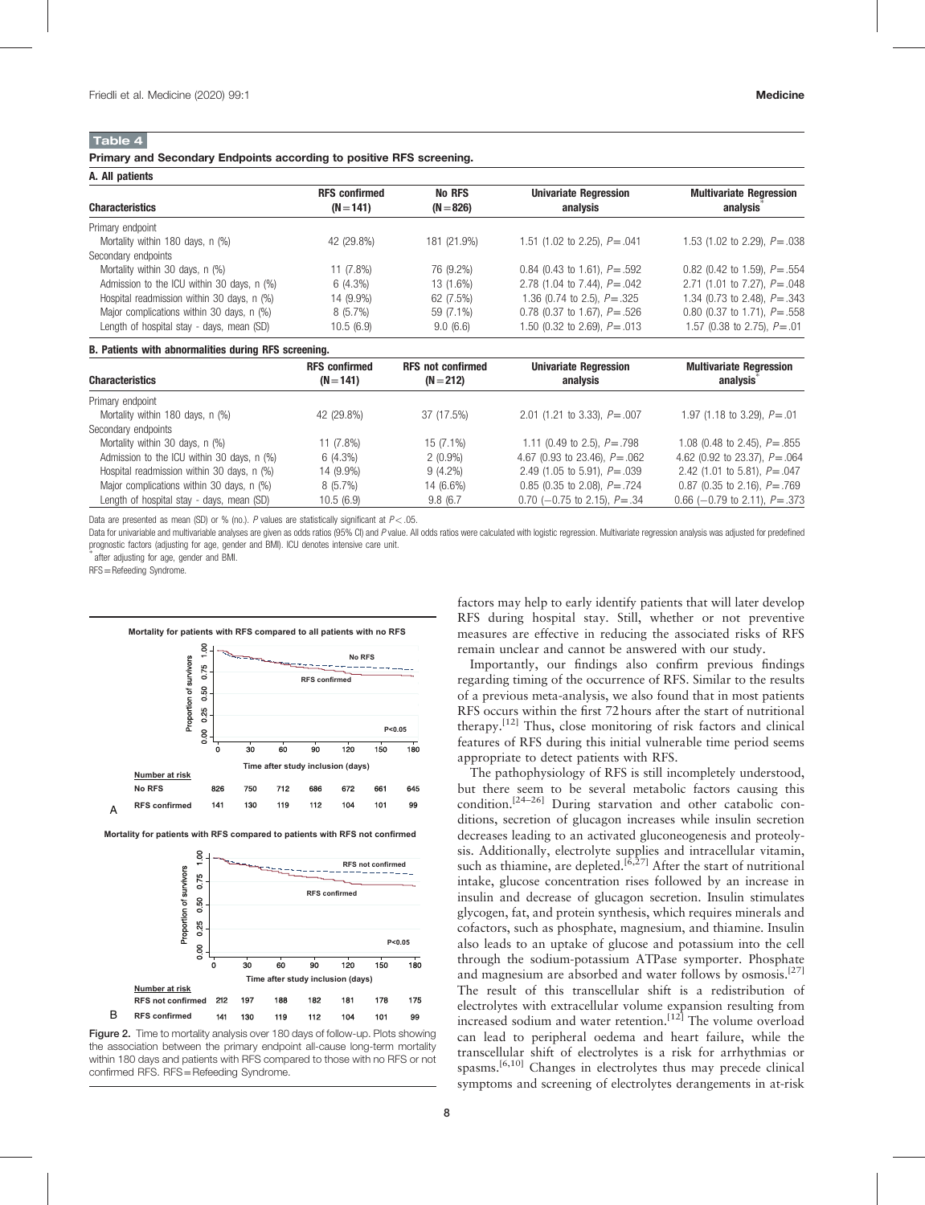**Table 4**

**Primary and Secondary Endpoints according to positive RFS screening.**

**A. All patients**

| Characteristics | RFS confirmed (N=141) | No RFS (N=826) | Univariate Regression analysis | Multivariate Regression analysis* |
|---|---|---|---|---|
| Primary endpoint | | | | |
| Mortality within 180 days, n (%) | 42 (29.8%) | 181 (21.9%) | 1.51 (1.02 to 2.25), P=.041 | 1.53 (1.02 to 2.29), P=.038 |
| Secondary endpoints | | | | |
| Mortality within 30 days, n (%) | 11 (7.8%) | 76 (9.2%) | 0.84 (0.43 to 1.61), P=.592 | 0.82 (0.42 to 1.59), P=.554 |
| Admission to the ICU within 30 days, n (%) | 6 (4.3%) | 13 (1.6%) | 2.78 (1.04 to 7.44), P=.042 | 2.71 (1.01 to 7.27), P=.048 |
| Hospital readmission within 30 days, n (%) | 14 (9.9%) | 62 (7.5%) | 1.36 (0.74 to 2.5), P=.325 | 1.34 (0.73 to 2.48), P=.343 |
| Major complications within 30 days, n (%) | 8 (5.7%) | 59 (7.1%) | 0.78 (0.37 to 1.67), P=.526 | 0.80 (0.37 to 1.71), P=.558 |
| Length of hospital stay - days, mean (SD) | 10.5 (6.9) | 9.0 (6.6) | 1.50 (0.32 to 2.69), P=.013 | 1.57 (0.38 to 2.75), P=.01 |

**B. Patients with abnormalities during RFS screening.**

| Characteristics | RFS confirmed (N=141) | RFS not confirmed (N=212) | Univariate Regression analysis | Multivariate Regression analysis* |
|---|---|---|---|---|
| Primary endpoint | | | | |
| Mortality within 180 days, n (%) | 42 (29.8%) | 37 (17.5%) | 2.01 (1.21 to 3.33), P=.007 | 1.97 (1.18 to 3.29), P=.01 |
| Secondary endpoints | | | | |
| Mortality within 30 days, n (%) | 11 (7.8%) | 15 (7.1%) | 1.11 (0.49 to 2.5), P=.798 | 1.08 (0.48 to 2.45), P=.855 |
| Admission to the ICU within 30 days, n (%) | 6 (4.3%) | 2 (0.9%) | 4.67 (0.93 to 23.46), P=.062 | 4.62 (0.92 to 23.37), P=.064 |
| Hospital readmission within 30 days, n (%) | 14 (9.9%) | 9 (4.2%) | 2.49 (1.05 to 5.91), P=.039 | 2.42 (1.01 to 5.81), P=.047 |
| Major complications within 30 days, n (%) | 8 (5.7%) | 14 (6.6%) | 0.85 (0.35 to 2.08), P=.724 | 0.87 (0.35 to 2.16), P=.769 |
| Length of hospital stay - days, mean (SD) | 10.5 (6.9) | 9.8 (6.7 | 0.70 (−0.75 to 2.15), P=.34 | 0.66 (−0.79 to 2.11), P=.373 |

Data are presented as mean (SD) or % (no.). P values are statistically significant at $P < .05$.

Data for univariable and multivariable analyses are given as odds ratios (95% CI) and P value. All odds ratios were calculated with logistic regression. Multivariate regression analysis was adjusted for predefined prognostic factors (adjusting for age, gender and BMI). ICU denotes intensive care unit.

* after adjusting for age, gender and BMI.

RFS = Refeeding Syndrome.

Figure 2. Time to mortality analysis over 180 days of follow-up. Plots showing the association between the primary endpoint all-cause long-term mortality within 180 days and patients with RFS compared to those with no RFS or not confirmed RFS. RFS = Refeeding Syndrome.

factors may help to early identify patients that will later develop RFS during hospital stay. Still, whether or not preventive measures are effective in reducing the associated risks of RFS remain unclear and cannot be answered with our study.

Importantly, our findings also confirm previous findings regarding timing of the occurrence of RFS. Similar to the results of a previous meta-analysis, we also found that in most patients RFS occurs within the first 72 hours after the start of nutritional therapy.[12] Thus, close monitoring of risk factors and clinical features of RFS during this initial vulnerable time period seems appropriate to detect patients with RFS.

The pathophysiology of RFS is still incompletely understood, but there seem to be several metabolic factors causing this condition.[24–26] During starvation and other catabolic conditions, secretion of glucagon increases while insulin secretion decreases leading to an activated gluconeogenesis and proteolysis. Additionally, electrolyte supplies and intracellular vitamin, such as thiamine, are depleted.[6,27] After the start of nutritional intake, glucose concentration rises followed by an increase in insulin and decrease of glucagon secretion. Insulin stimulates glycogen, fat, and protein synthesis, which requires minerals and cofactors, such as phosphate, magnesium, and thiamine. Insulin also leads to an uptake of glucose and potassium into the cell through the sodium-potassium ATPase symporter. Phosphate and magnesium are absorbed and water follows by osmosis.[27] The result of this transcellular shift is a redistribution of electrolytes with extracellular volume expansion resulting from increased sodium and water retention.[12] The volume overload can lead to peripheral oedema and heart failure, while the transcellular shift of electrolytes is a risk for arrhythmias or spasms.[6,10] Changes in electrolytes thus may precede clinical symptoms and screening of electrolytes derangements in at-risk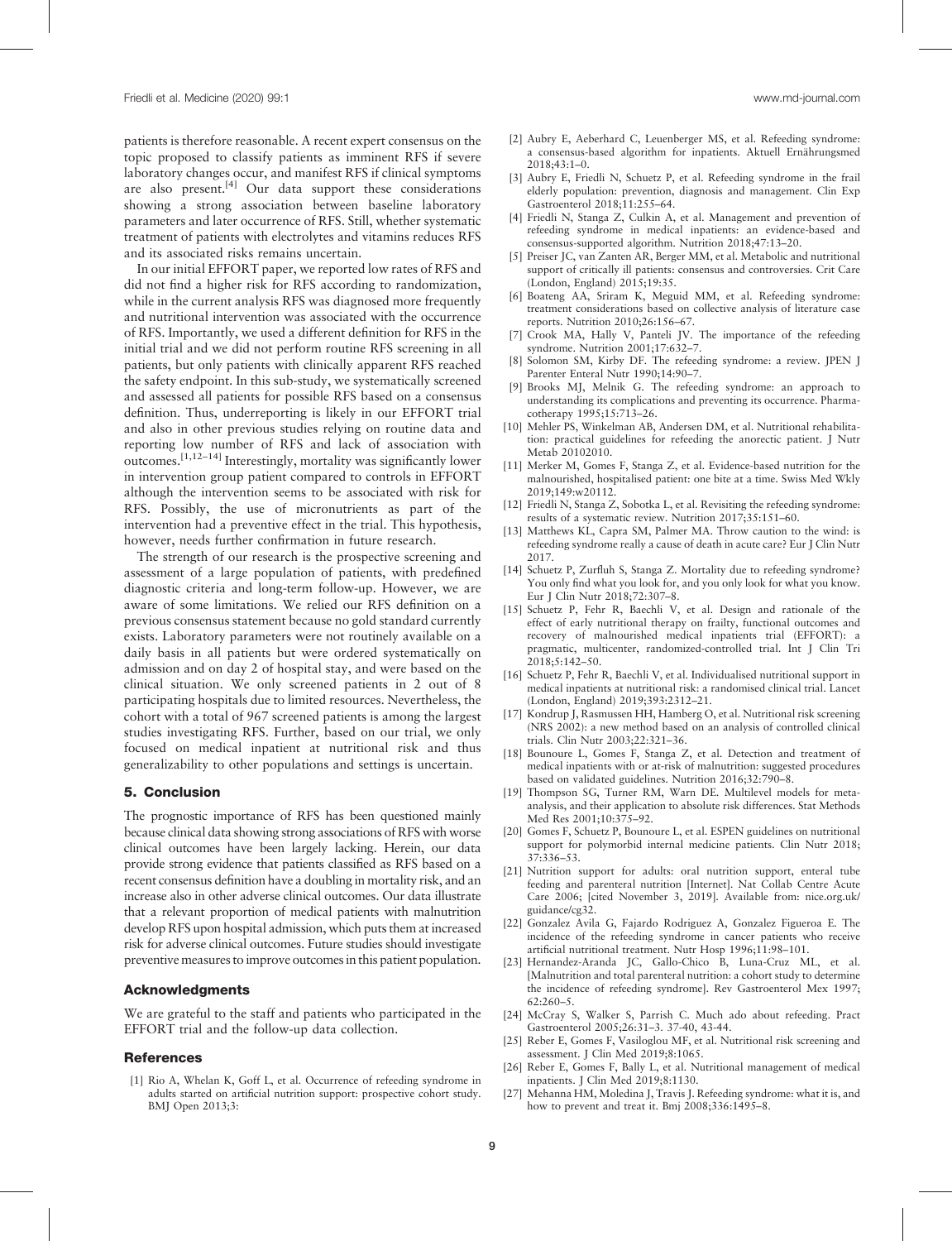patients is therefore reasonable. A recent expert consensus on the topic proposed to classify patients as imminent RFS if severe laboratory changes occur, and manifest RFS if clinical symptoms are also present.[4] Our data support these considerations showing a strong association between baseline laboratory parameters and later occurrence of RFS. Still, whether systematic treatment of patients with electrolytes and vitamins reduces RFS and its associated risks remains uncertain.

In our initial EFFORT paper, we reported low rates of RFS and did not find a higher risk for RFS according to randomization, while in the current analysis RFS was diagnosed more frequently and nutritional intervention was associated with the occurrence of RFS. Importantly, we used a different definition for RFS in the initial trial and we did not perform routine RFS screening in all patients, but only patients with clinically apparent RFS reached the safety endpoint. In this sub-study, we systematically screened and assessed all patients for possible RFS based on a consensus definition. Thus, underreporting is likely in our EFFORT trial and also in other previous studies relying on routine data and reporting low number of RFS and lack of association with outcomes.[1,12–14] Interestingly, mortality was significantly lower in intervention group patient compared to controls in EFFORT although the intervention seems to be associated with risk for RFS. Possibly, the use of micronutrients as part of the intervention had a preventive effect in the trial. This hypothesis, however, needs further confirmation in future research.

The strength of our research is the prospective screening and assessment of a large population of patients, with predefined diagnostic criteria and long-term follow-up. However, we are aware of some limitations. We relied our RFS definition on a previous consensus statement because no gold standard currently exists. Laboratory parameters were not routinely available on a daily basis in all patients but were ordered systematically on admission and on day 2 of hospital stay, and were based on the clinical situation. We only screened patients in 2 out of 8 participating hospitals due to limited resources. Nevertheless, the cohort with a total of 967 screened patients is among the largest studies investigating RFS. Further, based on our trial, we only focused on medical inpatient at nutritional risk and thus generalizability to other populations and settings is uncertain.

## 5. Conclusion

The prognostic importance of RFS has been questioned mainly because clinical data showing strong associations of RFS with worse clinical outcomes have been largely lacking. Herein, our data provide strong evidence that patients classified as RFS based on a recent consensus definition have a doubling in mortality risk, and an increase also in other adverse clinical outcomes. Our data illustrate that a relevant proportion of medical patients with malnutrition develop RFS upon hospital admission, which puts them at increased risk for adverse clinical outcomes. Future studies should investigate preventive measures to improve outcomes in this patient population.

## Acknowledgments

We are grateful to the staff and patients who participated in the EFFORT trial and the follow-up data collection.

## References

[1] Rio A, Whelan K, Goff L, et al. Occurrence of refeeding syndrome in adults started on artificial nutrition support: prospective cohort study. BMJ Open 2013;3:

[2] Aubry E, Aeberhard C, Leuenberger MS, et al. Refeeding syndrome: a consensus-based algorithm for inpatients. Aktuell Ernährungsmed 2018;43:1–0.

[3] Aubry E, Friedli N, Schuetz P, et al. Refeeding syndrome in the frail elderly population: prevention, diagnosis and management. Clin Exp Gastroenterol 2018;11:255–64.

[4] Friedli N, Stanga Z, Culkin A, et al. Management and prevention of refeeding syndrome in medical inpatients: an evidence-based and consensus-supported algorithm. Nutrition 2018;47:13–20.

[5] Preiser JC, van Zanten AR, Berger MM, et al. Metabolic and nutritional support of critically ill patients: consensus and controversies. Crit Care (London, England) 2015;19:35.

[6] Boateng AA, Sriram K, Meguid MM, et al. Refeeding syndrome: treatment considerations based on collective analysis of literature case reports. Nutrition 2010;26:156–67.

[7] Crook MA, Hally V, Panteli JV. The importance of the refeeding syndrome. Nutrition 2001;17:632–7.

[8] Solomon SM, Kirby DF. The refeeding syndrome: a review. JPEN J Parenter Enteral Nutr 1990;14:90–7.

[9] Brooks MJ, Melnik G. The refeeding syndrome: an approach to understanding its complications and preventing its occurrence. Pharmacotherapy 1995;15:713–26.

[10] Mehler PS, Winkelman AB, Andersen DM, et al. Nutritional rehabilitation: practical guidelines for refeeding the anorectic patient. J Nutr Metab 20102010.

[11] Merker M, Gomes F, Stanga Z, et al. Evidence-based nutrition for the malnourished, hospitalised patient: one bite at a time. Swiss Med Wkly 2019;149:w20112.

[12] Friedli N, Stanga Z, Sobotka L, et al. Revisiting the refeeding syndrome: results of a systematic review. Nutrition 2017;35:151–60.

[13] Matthews KL, Capra SM, Palmer MA. Throw caution to the wind: is refeeding syndrome really a cause of death in acute care? Eur J Clin Nutr 2017.

[14] Schuetz P, Zurfluh S, Stanga Z. Mortality due to refeeding syndrome? You only find what you look for, and you only look for what you know. Eur J Clin Nutr 2018;72:307–8.

[15] Schuetz P, Fehr R, Baechli V, et al. Design and rationale of the effect of early nutritional therapy on frailty, functional outcomes and recovery of malnourished medical inpatients trial (EFFORT): a pragmatic, multicenter, randomized-controlled trial. Int J Clin Tri 2018;5:142–50.

[16] Schuetz P, Fehr R, Baechli V, et al. Individualised nutritional support in medical inpatients at nutritional risk: a randomised clinical trial. Lancet (London, England) 2019;393:2312–21.

[17] Kondrup J, Rasmussen HH, Hamberg O, et al. Nutritional risk screening (NRS 2002): a new method based on an analysis of controlled clinical trials. Clin Nutr 2003;22:321–36.

[18] Bounoure L, Gomes F, Stanga Z, et al. Detection and treatment of medical inpatients with or at-risk of malnutrition: suggested procedures based on validated guidelines. Nutrition 2016;32:790–8.

[19] Thompson SG, Turner RM, Warn DE. Multilevel models for meta-analysis, and their application to absolute risk differences. Stat Methods Med Res 2001;10:375–92.

[20] Gomes F, Schuetz P, Bounoure L, et al. ESPEN guidelines on nutritional support for polymorbid internal medicine patients. Clin Nutr 2018; 37:336–53.

[21] Nutrition support for adults: oral nutrition support, enteral tube feeding and parenteral nutrition [Internet]. Nat Collab Centre Acute Care 2006; [cited November 3, 2019]. Available from: nice.org.uk/guidance/cg32.

[22] Gonzalez Avila G, Fajardo Rodriguez A, Gonzalez Figueroa E. The incidence of the refeeding syndrome in cancer patients who receive artificial nutritional treatment. Nutr Hosp 1996;11:98–101.

[23] Hernandez-Aranda JC, Gallo-Chico B, Luna-Cruz ML, et al. [Malnutrition and total parenteral nutrition: a cohort study to determine the incidence of refeeding syndrome]. Rev Gastroenterol Mex 1997; 62:260–5.

[24] McCray S, Walker S, Parrish C. Much ado about refeeding. Pract Gastroenterol 2005;26:31–3. 37-40, 43-44.

[25] Reber E, Gomes F, Vasiloglou MF, et al. Nutritional risk screening and assessment. J Clin Med 2019;8:1065.

[26] Reber E, Gomes F, Bally L, et al. Nutritional management of medical inpatients. J Clin Med 2019;8:1130.

[27] Mehanna HM, Moledina J, Travis J. Refeeding syndrome: what it is, and how to prevent and treat it. Bmj 2008;336:1495–8.